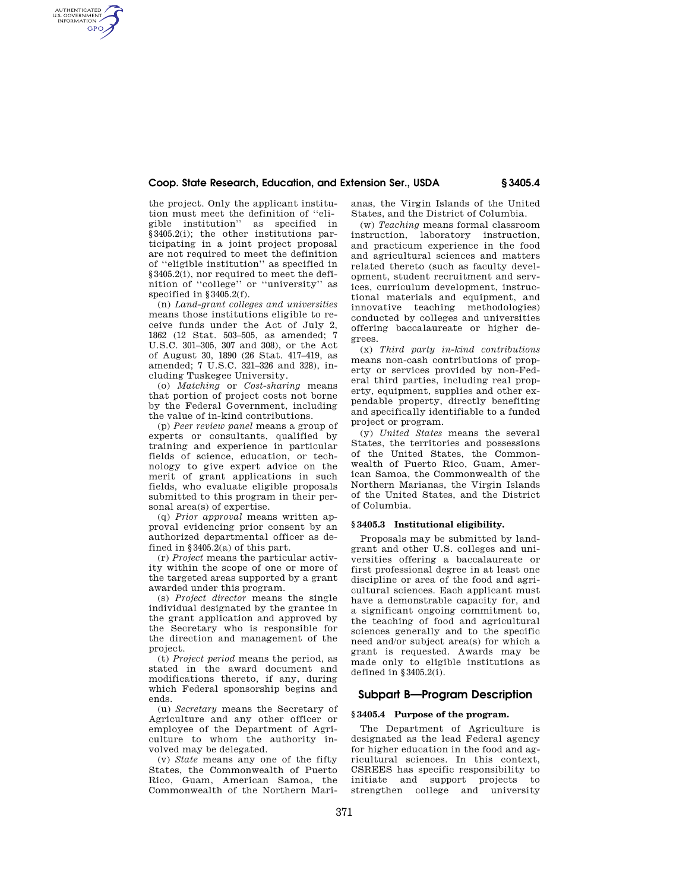the project. Only the applicant institution must meet the definition of ''eligible institution'' as specified in §3405.2(i); the other institutions participating in a joint project proposal are not required to meet the definition of ''eligible institution'' as specified in §3405.2(i), nor required to meet the definition of ''college'' or ''university'' as specified in §3405.2(f).

(n) *Land-grant colleges and universities* means those institutions eligible to receive funds under the Act of July 2, 1862 (12 Stat. 503–505, as amended; 7 U.S.C. 301–305, 307 and 308), or the Act of August 30, 1890 (26 Stat. 417–419, as amended; 7 U.S.C. 321–326 and 328), including Tuskegee University.

(o) *Matching* or *Cost-sharing* means that portion of project costs not borne by the Federal Government, including the value of in-kind contributions.

(p) *Peer review panel* means a group of experts or consultants, qualified by training and experience in particular fields of science, education, or technology to give expert advice on the merit of grant applications in such fields, who evaluate eligible proposals submitted to this program in their personal area(s) of expertise.

(q) *Prior approval* means written approval evidencing prior consent by an authorized departmental officer as defined in §3405.2(a) of this part.

(r) *Project* means the particular activity within the scope of one or more of the targeted areas supported by a grant awarded under this program.

(s) *Project director* means the single individual designated by the grantee in the grant application and approved by the Secretary who is responsible for the direction and management of the project.

(t) *Project period* means the period, as stated in the award document and modifications thereto, if any, during which Federal sponsorship begins and ends.

(u) *Secretary* means the Secretary of Agriculture and any other officer or employee of the Department of Agriculture to whom the authority involved may be delegated.

(v) *State* means any one of the fifty States, the Commonwealth of Puerto Rico, Guam, American Samoa, the Commonwealth of the Northern Marianas, the Virgin Islands of the United States, and the District of Columbia.

(w) *Teaching* means formal classroom instruction, laboratory instruction, and practicum experience in the food and agricultural sciences and matters related thereto (such as faculty development, student recruitment and services, curriculum development, instructional materials and equipment, and innovative teaching methodologies) conducted by colleges and universities offering baccalaureate or higher degrees.

(x) *Third party in-kind contributions* means non-cash contributions of property or services provided by non-Federal third parties, including real property, equipment, supplies and other expendable property, directly benefiting and specifically identifiable to a funded project or program.

(y) *United States* means the several States, the territories and possessions of the United States, the Commonwealth of Puerto Rico, Guam, American Samoa, the Commonwealth of the Northern Marianas, the Virgin Islands of the United States, and the District of Columbia.

### §3405.3 Institutional eligibility.

Proposals may be submitted by land-grant and other U.S. colleges and universities offering a baccalaureate or first professional degree in at least one discipline or area of the food and agricultural sciences. Each applicant must have a demonstrable capacity for, and a significant ongoing commitment to, the teaching of food and agricultural sciences generally and to the specific need and/or subject area(s) for which a grant is requested. Awards may be made only to eligible institutions as defined in §3405.2(i).

## Subpart B—Program Description

### §3405.4 Purpose of the program.

The Department of Agriculture is designated as the lead Federal agency for higher education in the food and agricultural sciences. In this context, CSREES has specific responsibility to initiate and support projects to strengthen college and university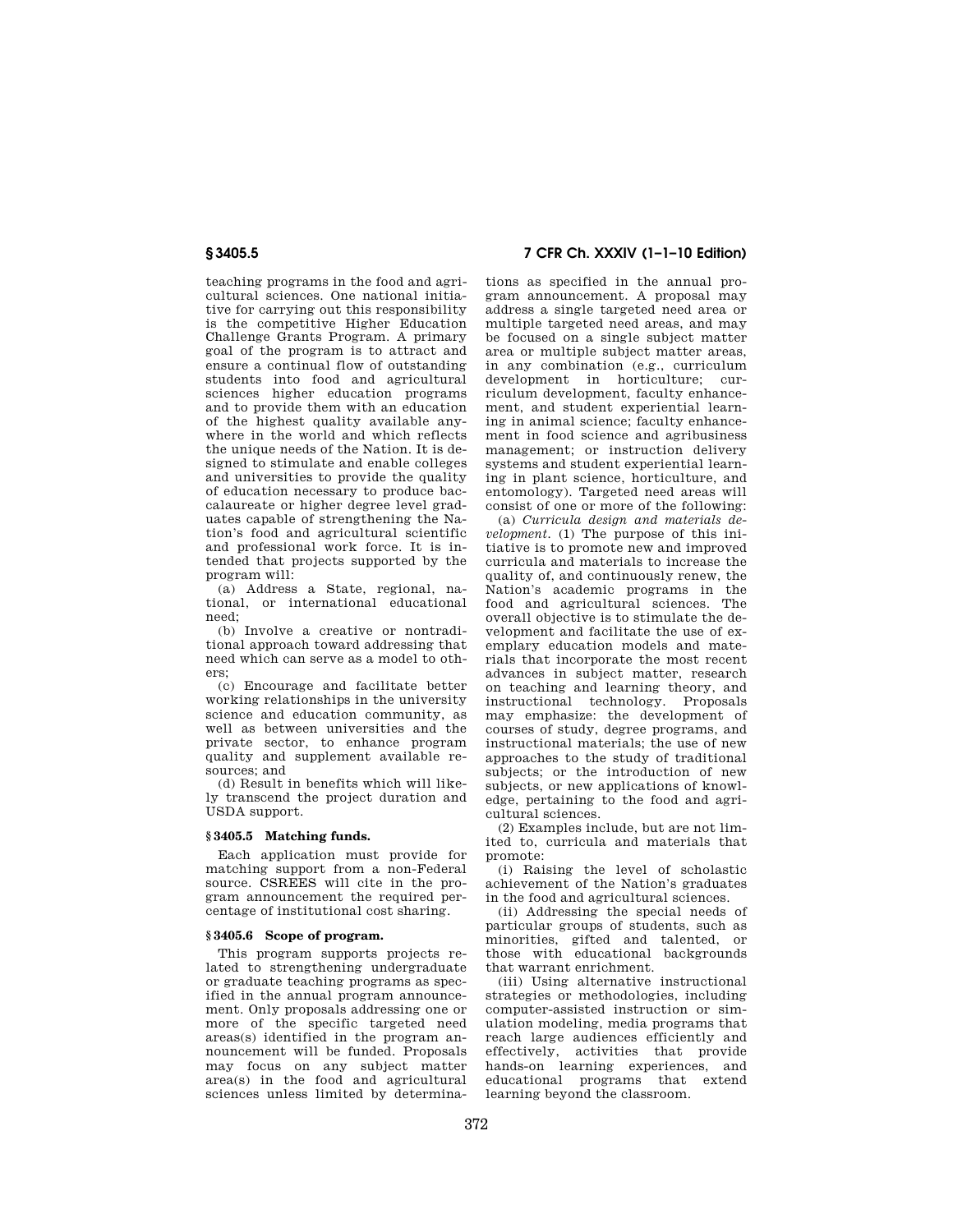teaching programs in the food and agricultural sciences. One national initiative for carrying out this responsibility is the competitive Higher Education Challenge Grants Program. A primary goal of the program is to attract and ensure a continual flow of outstanding students into food and agricultural sciences higher education programs and to provide them with an education of the highest quality available anywhere in the world and which reflects the unique needs of the Nation. It is designed to stimulate and enable colleges and universities to provide the quality of education necessary to produce baccalaureate or higher degree level graduates capable of strengthening the Nation's food and agricultural scientific and professional work force. It is intended that projects supported by the program will:

(a) Address a State, regional, national, or international educational need;

(b) Involve a creative or nontraditional approach toward addressing that need which can serve as a model to others;

(c) Encourage and facilitate better working relationships in the university science and education community, as well as between universities and the private sector, to enhance program quality and supplement available resources; and

(d) Result in benefits which will likely transcend the project duration and USDA support.

### § 3405.5 Matching funds.

Each application must provide for matching support from a non-Federal source. CSREES will cite in the program announcement the required percentage of institutional cost sharing.

### § 3405.6 Scope of program.

This program supports projects related to strengthening undergraduate or graduate teaching programs as specified in the annual program announcement. Only proposals addressing one or more of the specific targeted need areas(s) identified in the program announcement will be funded. Proposals may focus on any subject matter area(s) in the food and agricultural sciences unless limited by determinations as specified in the annual program announcement. A proposal may address a single targeted need area or multiple targeted need areas, and may be focused on a single subject matter area or multiple subject matter areas, in any combination (e.g., curriculum development in horticulture; curriculum development, faculty enhancement, and student experiential learning in animal science; faculty enhancement in food science and agribusiness management; or instruction delivery systems and student experiential learning in plant science, horticulture, and entomology). Targeted need areas will consist of one or more of the following:

(a) *Curricula design and materials development.* (1) The purpose of this initiative is to promote new and improved curricula and materials to increase the quality of, and continuously renew, the Nation's academic programs in the food and agricultural sciences. The overall objective is to stimulate the development and facilitate the use of exemplary education models and materials that incorporate the most recent advances in subject matter, research on teaching and learning theory, and instructional technology. Proposals may emphasize: the development of courses of study, degree programs, and instructional materials; the use of new approaches to the study of traditional subjects; or the introduction of new subjects, or new applications of knowledge, pertaining to the food and agricultural sciences.

(2) Examples include, but are not limited to, curricula and materials that promote:

(i) Raising the level of scholastic achievement of the Nation's graduates in the food and agricultural sciences.

(ii) Addressing the special needs of particular groups of students, such as minorities, gifted and talented, or those with educational backgrounds that warrant enrichment.

(iii) Using alternative instructional strategies or methodologies, including computer-assisted instruction or simulation modeling, media programs that reach large audiences efficiently and effectively, activities that provide hands-on learning experiences, and educational programs that extend learning beyond the classroom.